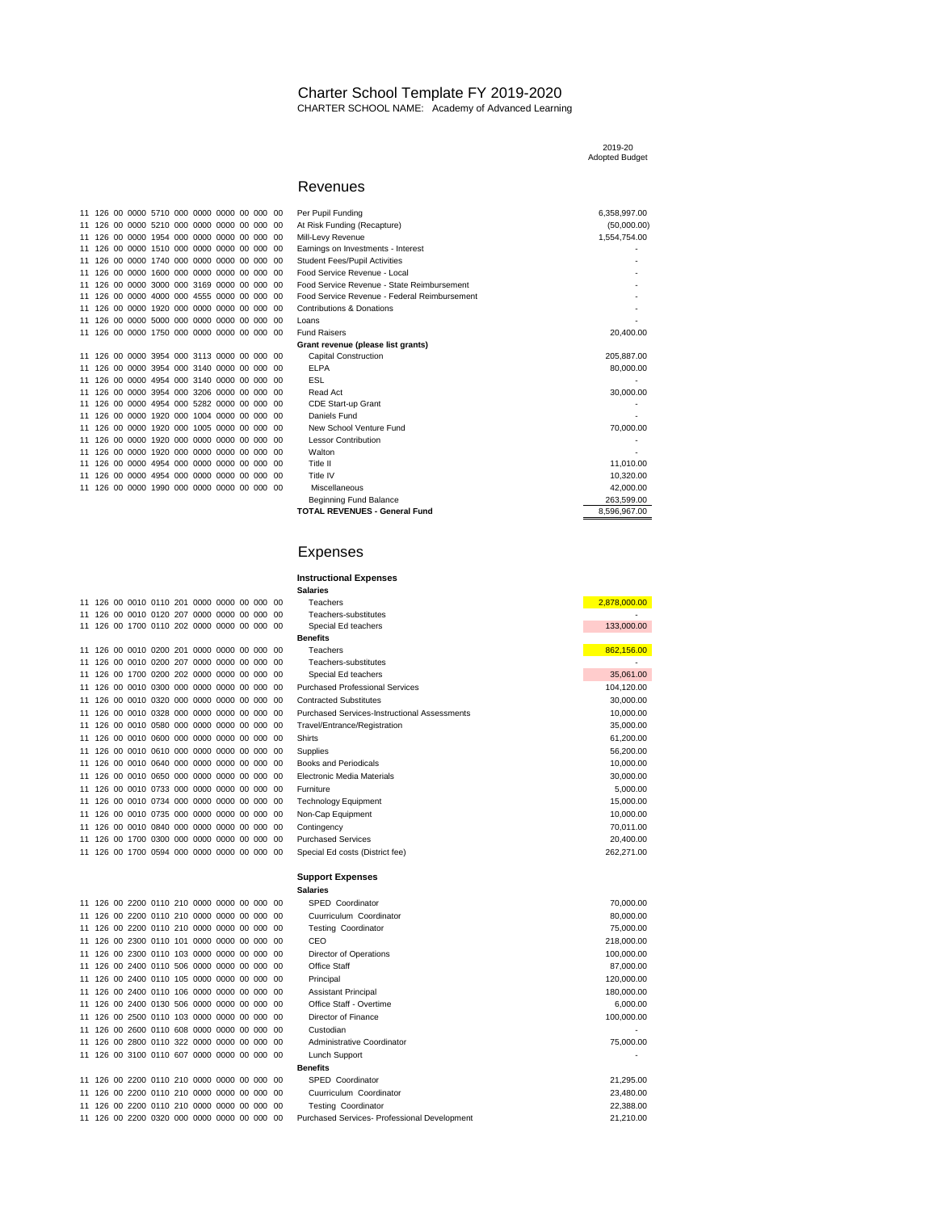# Charter School Template FY 2019-2020

CHARTER SCHOOL NAME: Academy of Advanced Learning

## Revenues

| Account | Description | 2019-20 Adopted Budget |
|---|---|---|
| 11 126 00 0000 5710 000 0000 0000 00 000 00 | Per Pupil Funding | 6,358,997.00 |
| 11 126 00 0000 5210 000 0000 0000 00 000 00 | At Risk Funding (Recapture) | (50,000.00) |
| 11 126 00 0000 1954 000 0000 0000 00 000 00 | Mill-Levy Revenue | 1,554,754.00 |
| 11 126 00 0000 1510 000 0000 0000 00 000 00 | Earnings on Investments - Interest | - |
| 11 126 00 0000 1740 000 0000 0000 00 000 00 | Student Fees/Pupil Activities | - |
| 11 126 00 0000 1600 000 0000 0000 00 000 00 | Food Service Revenue - Local | - |
| 11 126 00 0000 3000 000 3169 0000 00 000 00 | Food Service Revenue - State Reimbursement | - |
| 11 126 00 0000 4000 000 4555 0000 00 000 00 | Food Service Revenue - Federal Reimbursement | - |
| 11 126 00 0000 1920 000 0000 0000 00 000 00 | Contributions & Donations | - |
| 11 126 00 0000 5000 000 0000 0000 00 000 00 | Loans | - |
| 11 126 00 0000 1750 000 0000 0000 00 000 00 | Fund Raisers | 20,400.00 |
| | **Grant revenue (please list grants)** | |
| 11 126 00 0000 3954 000 3113 0000 00 000 00 | Capital Construction | 205,887.00 |
| 11 126 00 0000 3954 000 3140 0000 00 000 00 | ELPA | 80,000.00 |
| 11 126 00 0000 4954 000 3140 0000 00 000 00 | ESL | - |
| 11 126 00 0000 3954 000 3206 0000 00 000 00 | Read Act | 30,000.00 |
| 11 126 00 0000 4954 000 5282 0000 00 000 00 | CDE Start-up Grant | - |
| 11 126 00 0000 1920 000 1004 0000 00 000 00 | Daniels Fund | - |
| 11 126 00 0000 1920 000 1005 0000 00 000 00 | New School Venture Fund | 70,000.00 |
| 11 126 00 0000 1920 000 0000 0000 00 000 00 | Lessor Contribution | - |
| 11 126 00 0000 1920 000 0000 0000 00 000 00 | Walton | - |
| 11 126 00 0000 4954 000 0000 0000 00 000 00 | Title II | 11,010.00 |
| 11 126 00 0000 4954 000 0000 0000 00 000 00 | Title IV | 10,320.00 |
| 11 126 00 0000 1990 000 0000 0000 00 000 00 | Miscellaneous | 42,000.00 |
| | Beginning Fund Balance | 263,599.00 |
| | **TOTAL REVENUES - General Fund** | 8,596,967.00 |

## Expenses

| Account | Description | 2019-20 Adopted Budget |
|---|---|---|
| | **Instructional Expenses** | |
| | **Salaries** | |
| 11 126 00 0010 0110 201 0000 0000 00 000 00 | Teachers | 2,878,000.00 |
| 11 126 00 0010 0120 207 0000 0000 00 000 00 | Teachers-substitutes | - |
| 11 126 00 1700 0110 202 0000 0000 00 000 00 | Special Ed teachers | 133,000.00 |
| | **Benefits** | |
| 11 126 00 0010 0200 201 0000 0000 00 000 00 | Teachers | 862,156.00 |
| 11 126 00 0010 0200 207 0000 0000 00 000 00 | Teachers-substitutes | - |
| 11 126 00 1700 0200 202 0000 0000 00 000 00 | Special Ed teachers | 35,061.00 |
| 11 126 00 0010 0300 000 0000 0000 00 000 00 | Purchased Professional Services | 104,120.00 |
| 11 126 00 0010 0320 000 0000 0000 00 000 00 | Contracted Substitutes | 30,000.00 |
| 11 126 00 0010 0328 000 0000 0000 00 000 00 | Purchased Services-Instructional Assessments | 10,000.00 |
| 11 126 00 0010 0580 000 0000 0000 00 000 00 | Travel/Entrance/Registration | 35,000.00 |
| 11 126 00 0010 0600 000 0000 0000 00 000 00 | Shirts | 61,200.00 |
| 11 126 00 0010 0610 000 0000 0000 00 000 00 | Supplies | 56,200.00 |
| 11 126 00 0010 0640 000 0000 0000 00 000 00 | Books and Periodicals | 10,000.00 |
| 11 126 00 0010 0650 000 0000 0000 00 000 00 | Electronic Media Materials | 30,000.00 |
| 11 126 00 0010 0733 000 0000 0000 00 000 00 | Furniture | 5,000.00 |
| 11 126 00 0010 0734 000 0000 0000 00 000 00 | Technology Equipment | 15,000.00 |
| 11 126 00 0010 0735 000 0000 0000 00 000 00 | Non-Cap Equipment | 10,000.00 |
| 11 126 00 0010 0840 000 0000 0000 00 000 00 | Contingency | 70,011.00 |
| 11 126 00 1700 0300 000 0000 0000 00 000 00 | Purchased Services | 20,400.00 |
| 11 126 00 1700 0594 000 0000 0000 00 000 00 | Special Ed costs (District fee) | 262,271.00 |
| | **Support Expenses** | |
| | **Salaries** | |
| 11 126 00 2200 0110 210 0000 0000 00 000 00 | SPED Coordinator | 70,000.00 |
| 11 126 00 2200 0110 210 0000 0000 00 000 00 | Cuurriculum Coordinator | 80,000.00 |
| 11 126 00 2200 0110 210 0000 0000 00 000 00 | Testing Coordinator | 75,000.00 |
| 11 126 00 2300 0110 101 0000 0000 00 000 00 | CEO | 218,000.00 |
| 11 126 00 2300 0110 103 0000 0000 00 000 00 | Director of Operations | 100,000.00 |
| 11 126 00 2400 0110 506 0000 0000 00 000 00 | Office Staff | 87,000.00 |
| 11 126 00 2400 0110 105 0000 0000 00 000 00 | Principal | 120,000.00 |
| 11 126 00 2400 0110 106 0000 0000 00 000 00 | Assistant Principal | 180,000.00 |
| 11 126 00 2400 0130 506 0000 0000 00 000 00 | Office Staff - Overtime | 6,000.00 |
| 11 126 00 2500 0110 103 0000 0000 00 000 00 | Director of Finance | 100,000.00 |
| 11 126 00 2600 0110 608 0000 0000 00 000 00 | Custodian | - |
| 11 126 00 2800 0110 322 0000 0000 00 000 00 | Administrative Coordinator | 75,000.00 |
| 11 126 00 3100 0110 607 0000 0000 00 000 00 | Lunch Support | - |
| | **Benefits** | |
| 11 126 00 2200 0110 210 0000 0000 00 000 00 | SPED Coordinator | 21,295.00 |
| 11 126 00 2200 0110 210 0000 0000 00 000 00 | Cuurriculum Coordinator | 23,480.00 |
| 11 126 00 2200 0110 210 0000 0000 00 000 00 | Testing Coordinator | 22,388.00 |
| 11 126 00 2200 0320 000 0000 0000 00 000 00 | Purchased Services- Professional Development | 21,210.00 |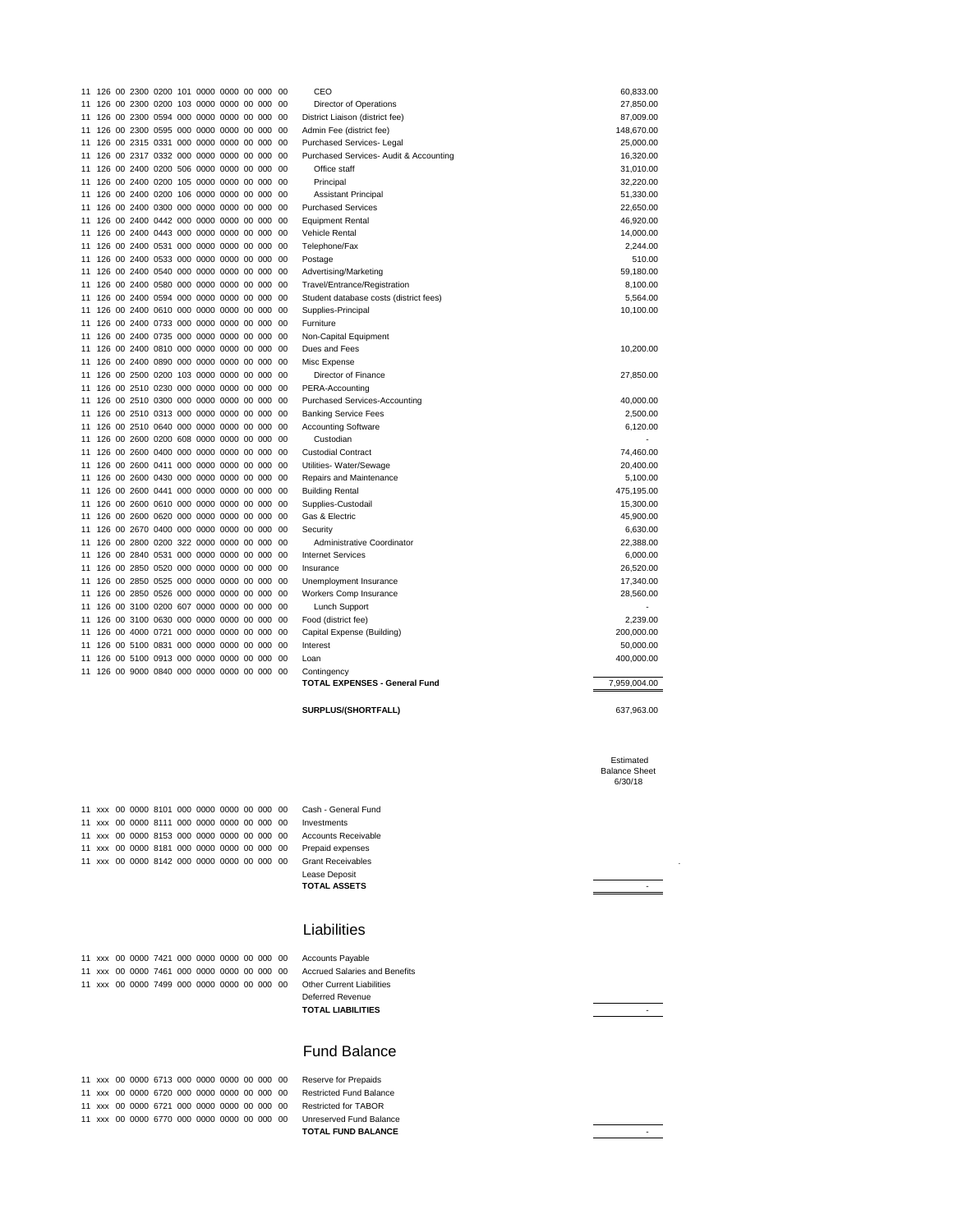| Account | Description | Amount |
|---|---|---|
| 11 126 00 2300 0200 101 0000 0000 00 000 00 | CEO | 60,833.00 |
| 11 126 00 2300 0200 103 0000 0000 00 000 00 | Director of Operations | 27,850.00 |
| 11 126 00 2300 0594 000 0000 0000 00 000 00 | District Liaison (district fee) | 87,009.00 |
| 11 126 00 2300 0595 000 0000 0000 00 000 00 | Admin Fee (district fee) | 148,670.00 |
| 11 126 00 2315 0331 000 0000 0000 00 000 00 | Purchased Services- Legal | 25,000.00 |
| 11 126 00 2317 0332 000 0000 0000 00 000 00 | Purchased Services- Audit & Accounting | 16,320.00 |
| 11 126 00 2400 0200 506 0000 0000 00 000 00 | Office staff | 31,010.00 |
| 11 126 00 2400 0200 105 0000 0000 00 000 00 | Principal | 32,220.00 |
| 11 126 00 2400 0200 106 0000 0000 00 000 00 | Assistant Principal | 51,330.00 |
| 11 126 00 2400 0300 000 0000 0000 00 000 00 | Purchased Services | 22,650.00 |
| 11 126 00 2400 0442 000 0000 0000 00 000 00 | Equipment Rental | 46,920.00 |
| 11 126 00 2400 0443 000 0000 0000 00 000 00 | Vehicle Rental | 14,000.00 |
| 11 126 00 2400 0531 000 0000 0000 00 000 00 | Telephone/Fax | 2,244.00 |
| 11 126 00 2400 0533 000 0000 0000 00 000 00 | Postage | 510.00 |
| 11 126 00 2400 0540 000 0000 0000 00 000 00 | Advertising/Marketing | 59,180.00 |
| 11 126 00 2400 0580 000 0000 0000 00 000 00 | Travel/Entrance/Registration | 8,100.00 |
| 11 126 00 2400 0594 000 0000 0000 00 000 00 | Student database costs (district fees) | 5,564.00 |
| 11 126 00 2400 0610 000 0000 0000 00 000 00 | Supplies-Principal | 10,100.00 |
| 11 126 00 2400 0733 000 0000 0000 00 000 00 | Furniture | |
| 11 126 00 2400 0735 000 0000 0000 00 000 00 | Non-Capital Equipment | |
| 11 126 00 2400 0810 000 0000 0000 00 000 00 | Dues and Fees | 10,200.00 |
| 11 126 00 2400 0890 000 0000 0000 00 000 00 | Misc Expense | |
| 11 126 00 2500 0200 103 0000 0000 00 000 00 | Director of Finance | 27,850.00 |
| 11 126 00 2510 0230 000 0000 0000 00 000 00 | PERA-Accounting | |
| 11 126 00 2510 0300 000 0000 0000 00 000 00 | Purchased Services-Accounting | 40,000.00 |
| 11 126 00 2510 0313 000 0000 0000 00 000 00 | Banking Service Fees | 2,500.00 |
| 11 126 00 2510 0640 000 0000 0000 00 000 00 | Accounting Software | 6,120.00 |
| 11 126 00 2600 0200 608 0000 0000 00 000 00 | Custodian | - |
| 11 126 00 2600 0400 000 0000 0000 00 000 00 | Custodial Contract | 74,460.00 |
| 11 126 00 2600 0411 000 0000 0000 00 000 00 | Utilities- Water/Sewage | 20,400.00 |
| 11 126 00 2600 0430 000 0000 0000 00 000 00 | Repairs and Maintenance | 5,100.00 |
| 11 126 00 2600 0441 000 0000 0000 00 000 00 | Building Rental | 475,195.00 |
| 11 126 00 2600 0610 000 0000 0000 00 000 00 | Supplies-Custodail | 15,300.00 |
| 11 126 00 2600 0620 000 0000 0000 00 000 00 | Gas & Electric | 45,900.00 |
| 11 126 00 2670 0400 000 0000 0000 00 000 00 | Security | 6,630.00 |
| 11 126 00 2800 0200 322 0000 0000 00 000 00 | Administrative Coordinator | 22,388.00 |
| 11 126 00 2840 0531 000 0000 0000 00 000 00 | Internet Services | 6,000.00 |
| 11 126 00 2850 0520 000 0000 0000 00 000 00 | Insurance | 26,520.00 |
| 11 126 00 2850 0525 000 0000 0000 00 000 00 | Unemployment Insurance | 17,340.00 |
| 11 126 00 2850 0526 000 0000 0000 00 000 00 | Workers Comp Insurance | 28,560.00 |
| 11 126 00 3100 0200 607 0000 0000 00 000 00 | Lunch Support | - |
| 11 126 00 3100 0630 000 0000 0000 00 000 00 | Food (district fee) | 2,239.00 |
| 11 126 00 4000 0721 000 0000 0000 00 000 00 | Capital Expense (Building) | 200,000.00 |
| 11 126 00 5100 0831 000 0000 0000 00 000 00 | Interest | 50,000.00 |
| 11 126 00 5100 0913 000 0000 0000 00 000 00 | Loan | 400,000.00 |
| 11 126 00 9000 0840 000 0000 0000 00 000 00 | Contingency | |
| | **TOTAL EXPENSES - General Fund** | 7,959,004.00 |
| | **SURPLUS/(SHORTFALL)** | 637,963.00 |

| Account | Description | Estimated Balance Sheet 6/30/18 |
|---|---|---|
| 11 xxx 00 0000 8101 000 0000 0000 00 000 00 | Cash - General Fund | |
| 11 xxx 00 0000 8111 000 0000 0000 00 000 00 | Investments | |
| 11 xxx 00 0000 8153 000 0000 0000 00 000 00 | Accounts Receivable | |
| 11 xxx 00 0000 8181 000 0000 0000 00 000 00 | Prepaid expenses | |
| 11 xxx 00 0000 8142 000 0000 0000 00 000 00 | Grant Receivables | |
| | Lease Deposit | |
| | **TOTAL ASSETS** | - |

## Liabilities

| Account | Description | Amount |
|---|---|---|
| 11 xxx 00 0000 7421 000 0000 0000 00 000 00 | Accounts Payable | |
| 11 xxx 00 0000 7461 000 0000 0000 00 000 00 | Accrued Salaries and Benefits | |
| 11 xxx 00 0000 7499 000 0000 0000 00 000 00 | Other Current Liabilities | |
| | Deferred Revenue | |
| | **TOTAL LIABILITIES** | - |

## Fund Balance

| Account | Description | Amount |
|---|---|---|
| 11 xxx 00 0000 6713 000 0000 0000 00 000 00 | Reserve for Prepaids | |
| 11 xxx 00 0000 6720 000 0000 0000 00 000 00 | Restricted Fund Balance | |
| 11 xxx 00 0000 6721 000 0000 0000 00 000 00 | Restricted for TABOR | |
| 11 xxx 00 0000 6770 000 0000 0000 00 000 00 | Unreserved Fund Balance | |
| | **TOTAL FUND BALANCE** | - |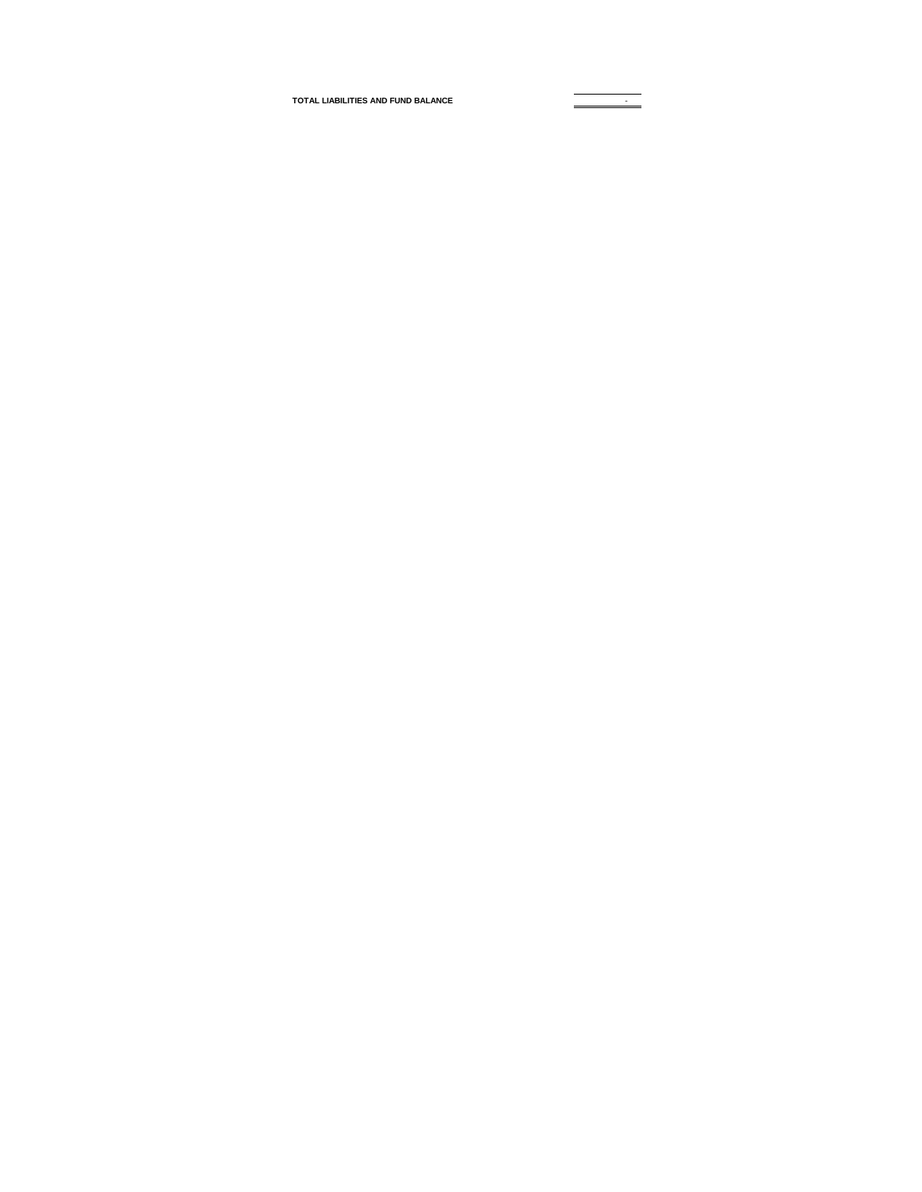| | |
|---|---|
| **TOTAL LIABILITIES AND FUND BALANCE** | - |